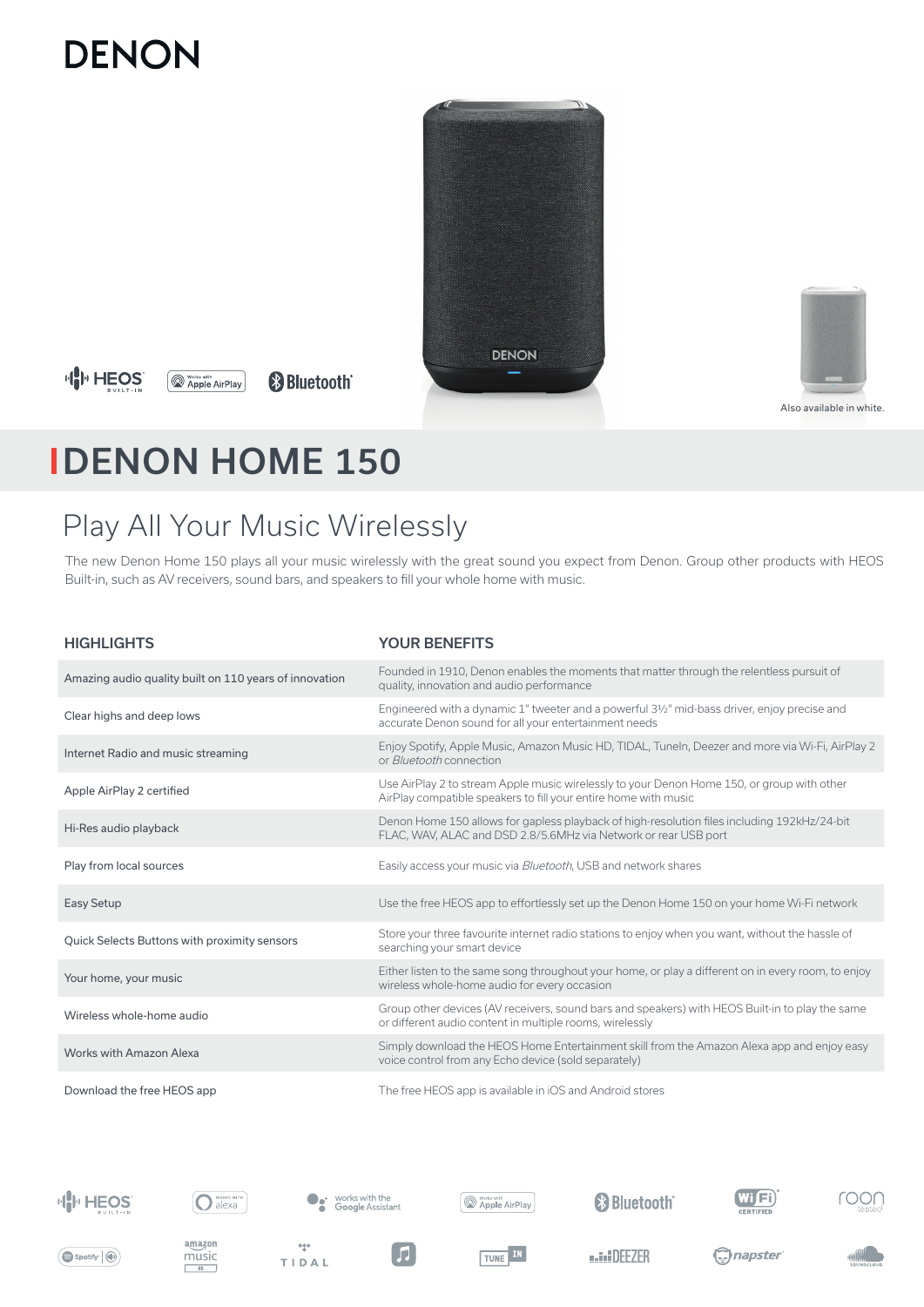# DENON

HEOS BUILT-IN | Works with Apple AirPlay | Bluetooth

Also available in white.

# DENON HOME 150

## Play All Your Music Wirelessly

The new Denon Home 150 plays all your music wirelessly with the great sound you expect from Denon. Group other products with HEOS Built-in, such as AV receivers, sound bars, and speakers to fill your whole home with music.

| HIGHLIGHTS | YOUR BENEFITS |
|---|---|
| Amazing audio quality built on 110 years of innovation | Founded in 1910, Denon enables the moments that matter through the relentless pursuit of quality, innovation and audio performance |
| Clear highs and deep lows | Engineered with a dynamic 1" tweeter and a powerful 3½" mid-bass driver, enjoy precise and accurate Denon sound for all your entertainment needs |
| Internet Radio and music streaming | Enjoy Spotify, Apple Music, Amazon Music HD, TIDAL, TuneIn, Deezer and more via Wi-Fi, AirPlay 2 or *Bluetooth* connection |
| Apple AirPlay 2 certified | Use AirPlay 2 to stream Apple music wirelessly to your Denon Home 150, or group with other AirPlay compatible speakers to fill your entire home with music |
| Hi-Res audio playback | Denon Home 150 allows for gapless playback of high-resolution files including 192kHz/24-bit FLAC, WAV, ALAC and DSD 2.8/5.6MHz via Network or rear USB port |
| Play from local sources | Easily access your music via *Bluetooth*, USB and network shares |
| Easy Setup | Use the free HEOS app to effortlessly set up the Denon Home 150 on your home Wi-Fi network |
| Quick Selects Buttons with proximity sensors | Store your three favourite internet radio stations to enjoy when you want, without the hassle of searching your smart device |
| Your home, your music | Either listen to the same song throughout your home, or play a different on in every room, to enjoy wireless whole-home audio for every occasion |
| Wireless whole-home audio | Group other devices (AV receivers, sound bars and speakers) with HEOS Built-in to play the same or different audio content in multiple rooms, wirelessly |
| Works with Amazon Alexa | Simply download the HEOS Home Entertainment skill from the Amazon Alexa app and enjoy easy voice control from any Echo device (sold separately) |
| Download the free HEOS app | The free HEOS app is available in iOS and Android stores |

HEOS BUILT-IN | Works with alexa | works with the Google Assistant | Works with Apple AirPlay | Bluetooth | Wi-Fi CERTIFIED | roon tested

Spotify | amazon music | TIDAL | TUNE IN | DEEZER | napster | SOUNDCLOUD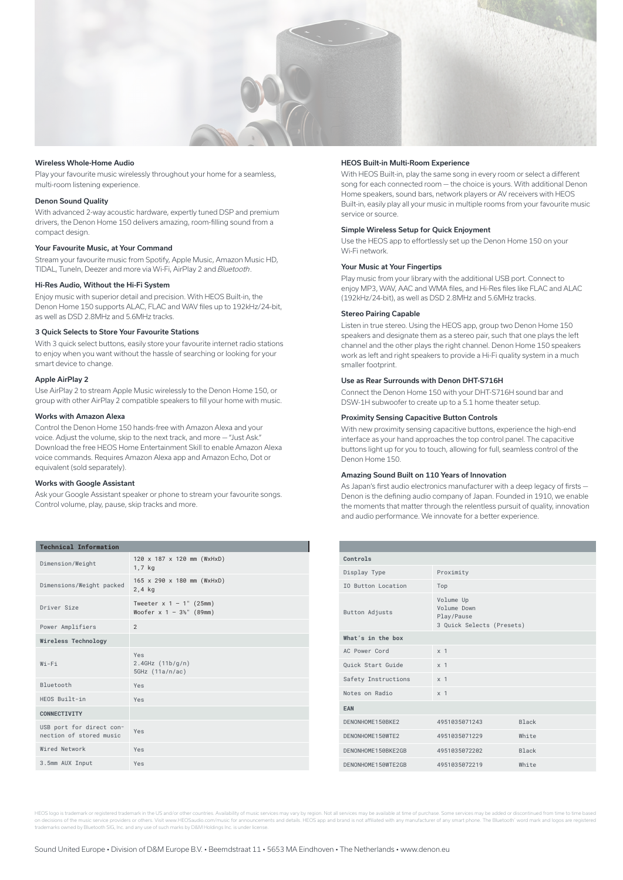### Wireless Whole-Home Audio

Play your favourite music wirelessly throughout your home for a seamless, multi-room listening experience.

### Denon Sound Quality

With advanced 2-way acoustic hardware, expertly tuned DSP and premium drivers, the Denon Home 150 delivers amazing, room-filling sound from a compact design.

### Your Favourite Music, at Your Command

Stream your favourite music from Spotify, Apple Music, Amazon Music HD, TIDAL, TuneIn, Deezer and more via Wi-Fi, AirPlay 2 and *Bluetooth*.

### Hi-Res Audio, Without the Hi-Fi System

Enjoy music with superior detail and precision. With HEOS Built-in, the Denon Home 150 supports ALAC, FLAC and WAV files up to 192kHz/24-bit, as well as DSD 2.8MHz and 5.6MHz tracks.

### 3 Quick Selects to Store Your Favourite Stations

With 3 quick select buttons, easily store your favourite internet radio stations to enjoy when you want without the hassle of searching or looking for your smart device to change.

### Apple AirPlay 2

Use AirPlay 2 to stream Apple Music wirelessly to the Denon Home 150, or group with other AirPlay 2 compatible speakers to fill your home with music.

### Works with Amazon Alexa

Control the Denon Home 150 hands-free with Amazon Alexa and your voice. Adjust the volume, skip to the next track, and more — "Just Ask." Download the free HEOS Home Entertainment Skill to enable Amazon Alexa voice commands. Requires Amazon Alexa app and Amazon Echo, Dot or equivalent (sold separately).

### Works with Google Assistant

Ask your Google Assistant speaker or phone to stream your favourite songs. Control volume, play, pause, skip tracks and more.

### HEOS Built-in Multi-Room Experience

With HEOS Built-in, play the same song in every room or select a different song for each connected room — the choice is yours. With additional Denon Home speakers, sound bars, network players or AV receivers with HEOS Built-in, easily play all your music in multiple rooms from your favourite music service or source.

### Simple Wireless Setup for Quick Enjoyment

Use the HEOS app to effortlessly set up the Denon Home 150 on your Wi-Fi network.

### Your Music at Your Fingertips

Play music from your library with the additional USB port. Connect to enjoy MP3, WAV, AAC and WMA files, and Hi-Res files like FLAC and ALAC (192kHz/24-bit), as well as DSD 2.8MHz and 5.6MHz tracks.

### Stereo Pairing Capable

Listen in true stereo. Using the HEOS app, group two Denon Home 150 speakers and designate them as a stereo pair, such that one plays the left channel and the other plays the right channel. Denon Home 150 speakers work as left and right speakers to provide a Hi-Fi quality system in a much smaller footprint.

### Use as Rear Surrounds with Denon DHT-S716H

Connect the Denon Home 150 with your DHT-S716H sound bar and DSW-1H subwoofer to create up to a 5.1 home theater setup.

### Proximity Sensing Capacitive Button Controls

With new proximity sensing capacitive buttons, experience the high-end interface as your hand approaches the top control panel. The capacitive buttons light up for you to touch, allowing for full, seamless control of the Denon Home 150.

### Amazing Sound Built on 110 Years of Innovation

As Japan's first audio electronics manufacturer with a deep legacy of firsts — Denon is the defining audio company of Japan. Founded in 1910, we enable the moments that matter through the relentless pursuit of quality, innovation and audio performance. We innovate for a better experience.

| Technical Information | |
|---|---|
| Dimension/Weight | 120 x 187 x 120 mm (WxHxD)<br>1,7 kg |
| Dimensions/Weight packed | 165 x 290 x 180 mm (WxHxD)<br>2,4 kg |
| Driver Size | Tweeter x 1 – 1" (25mm)<br>Woofer x 1 – 3½" (89mm) |
| Power Amplifiers | 2 |
| **Wireless Technology** | |
| Wi-Fi | Yes<br>2.4GHz (11b/g/n)<br>5GHz (11a/n/ac) |
| Bluetooth | Yes |
| HEOS Built-in | Yes |
| **CONNECTIVITY** | |
| USB port for direct connection of stored music | Yes |
| Wired Network | Yes |
| 3.5mm AUX Input | Yes |

| | | |
|---|---|---|
| **Controls** | | |
| Display Type | Proximity | |
| IO Button Location | Top | |
| Button Adjusts | Volume Up<br>Volume Down<br>Play/Pause<br>3 Quick Selects (Presets) | |
| **What's in the box** | | |
| AC Power Cord | x 1 | |
| Quick Start Guide | x 1 | |
| Safety Instructions | x 1 | |
| Notes on Radio | x 1 | |
| **EAN** | | |
| DENONHOME150BKE2 | 4951035071243 | Black |
| DENONHOME150WTE2 | 4951035071229 | White |
| DENONHOME150BKE2GB | 4951035072202 | Black |
| DENONHOME150WTE2GB | 4951035072219 | White |

HEOS logo is trademark or registered trademark in the US and/or other countries. Availability of music services may vary by region. Not all services may be available at time of purchase. Some services may be added or discontinued from time to time based on decisions of the music service providers or others. Visit www.HEOSaudio.com/music for announcements and details. HEOS app and brand is not affiliated with any manufacturer of any smart phone. The Bluetooth® word mark and logos are registered trademarks owned by Bluetooth SIG, Inc. and any use of such marks by D&M Holdings Inc. is under license.

Sound United Europe • Division of D&M Europe B.V. • Beemdstraat 11 • 5653 MA Eindhoven • The Netherlands • www.denon.eu